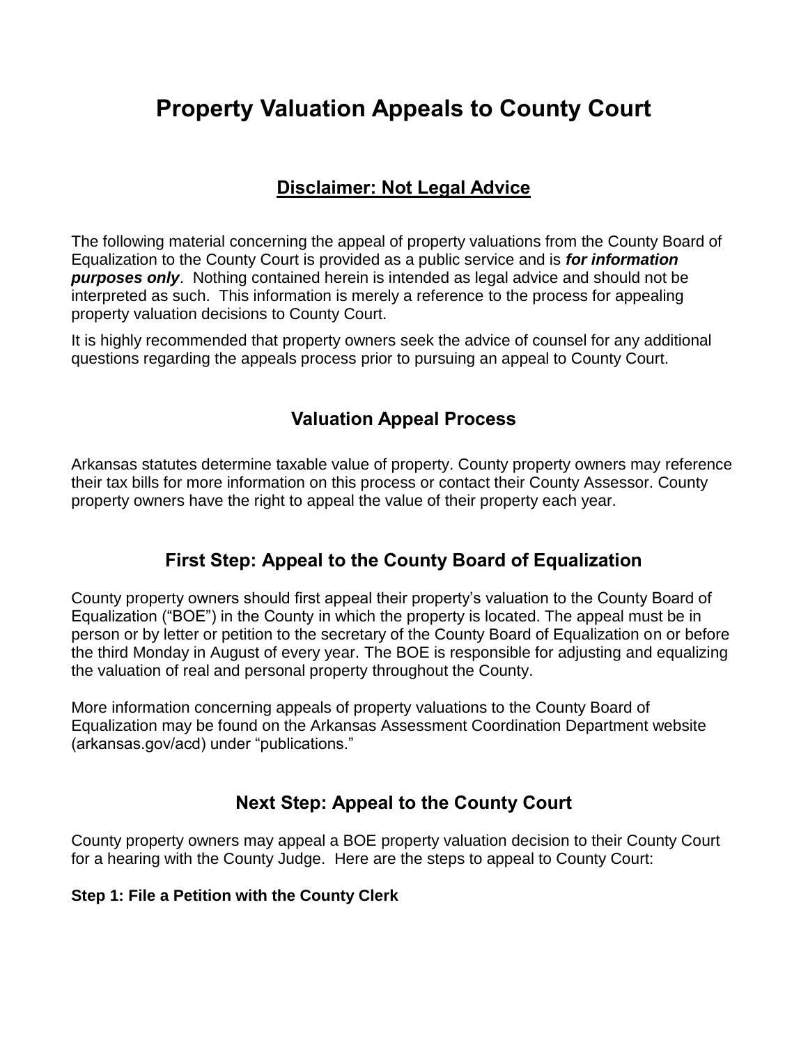# Property Valuation Appeals to County Court

## Disclaimer: Not Legal Advice

The following material concerning the appeal of property valuations from the County Board of Equalization to the County Court is provided as a public service and is ***for information purposes only***. Nothing contained herein is intended as legal advice and should not be interpreted as such. This information is merely a reference to the process for appealing property valuation decisions to County Court.

It is highly recommended that property owners seek the advice of counsel for any additional questions regarding the appeals process prior to pursuing an appeal to County Court.

## Valuation Appeal Process

Arkansas statutes determine taxable value of property. County property owners may reference their tax bills for more information on this process or contact their County Assessor. County property owners have the right to appeal the value of their property each year.

## First Step: Appeal to the County Board of Equalization

County property owners should first appeal their property's valuation to the County Board of Equalization ("BOE") in the County in which the property is located. The appeal must be in person or by letter or petition to the secretary of the County Board of Equalization on or before the third Monday in August of every year. The BOE is responsible for adjusting and equalizing the valuation of real and personal property throughout the County.

More information concerning appeals of property valuations to the County Board of Equalization may be found on the Arkansas Assessment Coordination Department website (arkansas.gov/acd) under "publications."

## Next Step: Appeal to the County Court

County property owners may appeal a BOE property valuation decision to their County Court for a hearing with the County Judge. Here are the steps to appeal to County Court:

**Step 1: File a Petition with the County Clerk**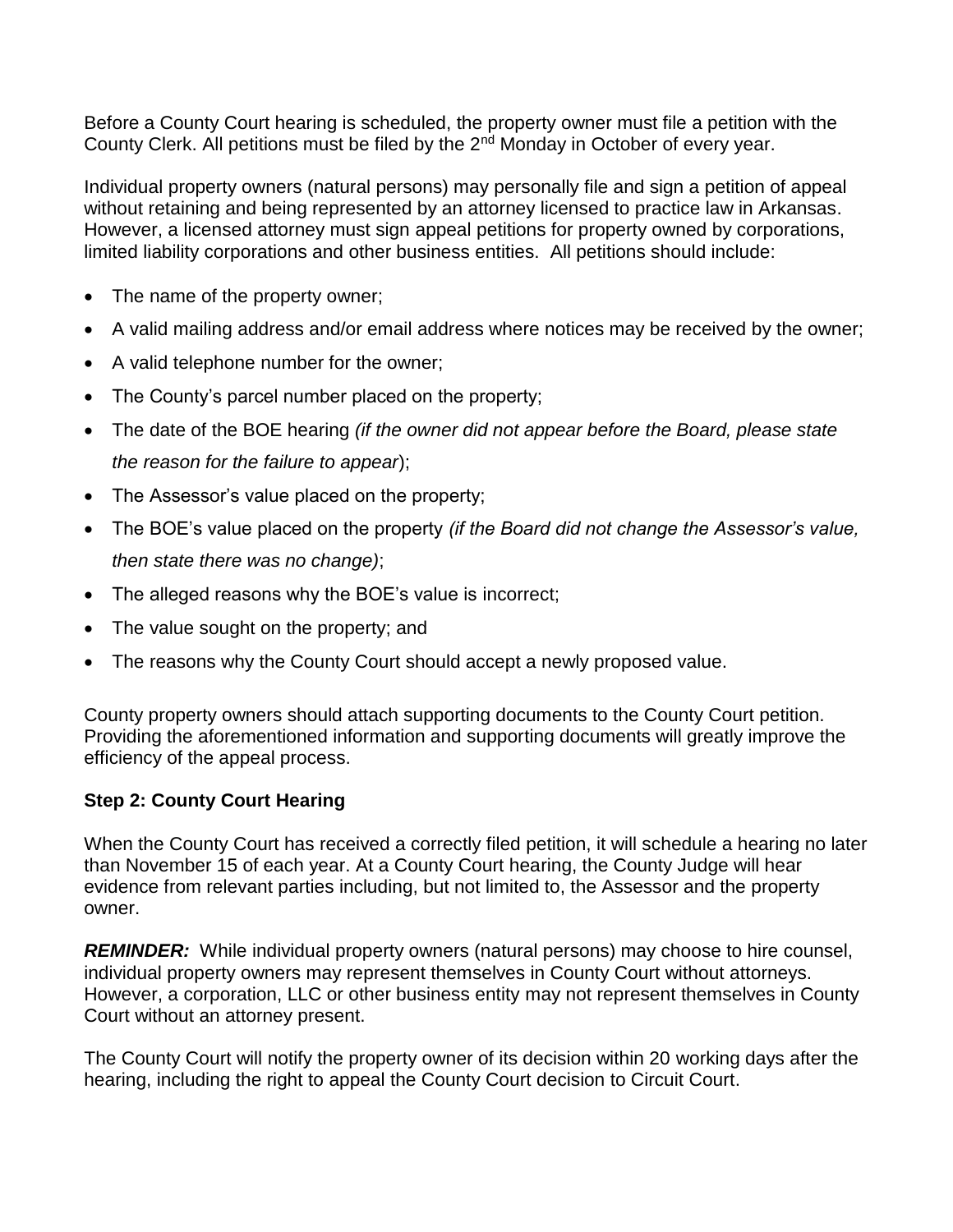Before a County Court hearing is scheduled, the property owner must file a petition with the County Clerk. All petitions must be filed by the 2nd Monday in October of every year.

Individual property owners (natural persons) may personally file and sign a petition of appeal without retaining and being represented by an attorney licensed to practice law in Arkansas. However, a licensed attorney must sign appeal petitions for property owned by corporations, limited liability corporations and other business entities. All petitions should include:

- The name of the property owner;
- A valid mailing address and/or email address where notices may be received by the owner;
- A valid telephone number for the owner;
- The County's parcel number placed on the property;
- The date of the BOE hearing *(if the owner did not appear before the Board, please state the reason for the failure to appear*);
- The Assessor's value placed on the property;
- The BOE's value placed on the property *(if the Board did not change the Assessor's value, then state there was no change)*;
- The alleged reasons why the BOE's value is incorrect;
- The value sought on the property; and
- The reasons why the County Court should accept a newly proposed value.

County property owners should attach supporting documents to the County Court petition. Providing the aforementioned information and supporting documents will greatly improve the efficiency of the appeal process.

**Step 2: County Court Hearing**

When the County Court has received a correctly filed petition, it will schedule a hearing no later than November 15 of each year. At a County Court hearing, the County Judge will hear evidence from relevant parties including, but not limited to, the Assessor and the property owner.

***REMINDER:*** While individual property owners (natural persons) may choose to hire counsel, individual property owners may represent themselves in County Court without attorneys. However, a corporation, LLC or other business entity may not represent themselves in County Court without an attorney present.

The County Court will notify the property owner of its decision within 20 working days after the hearing, including the right to appeal the County Court decision to Circuit Court.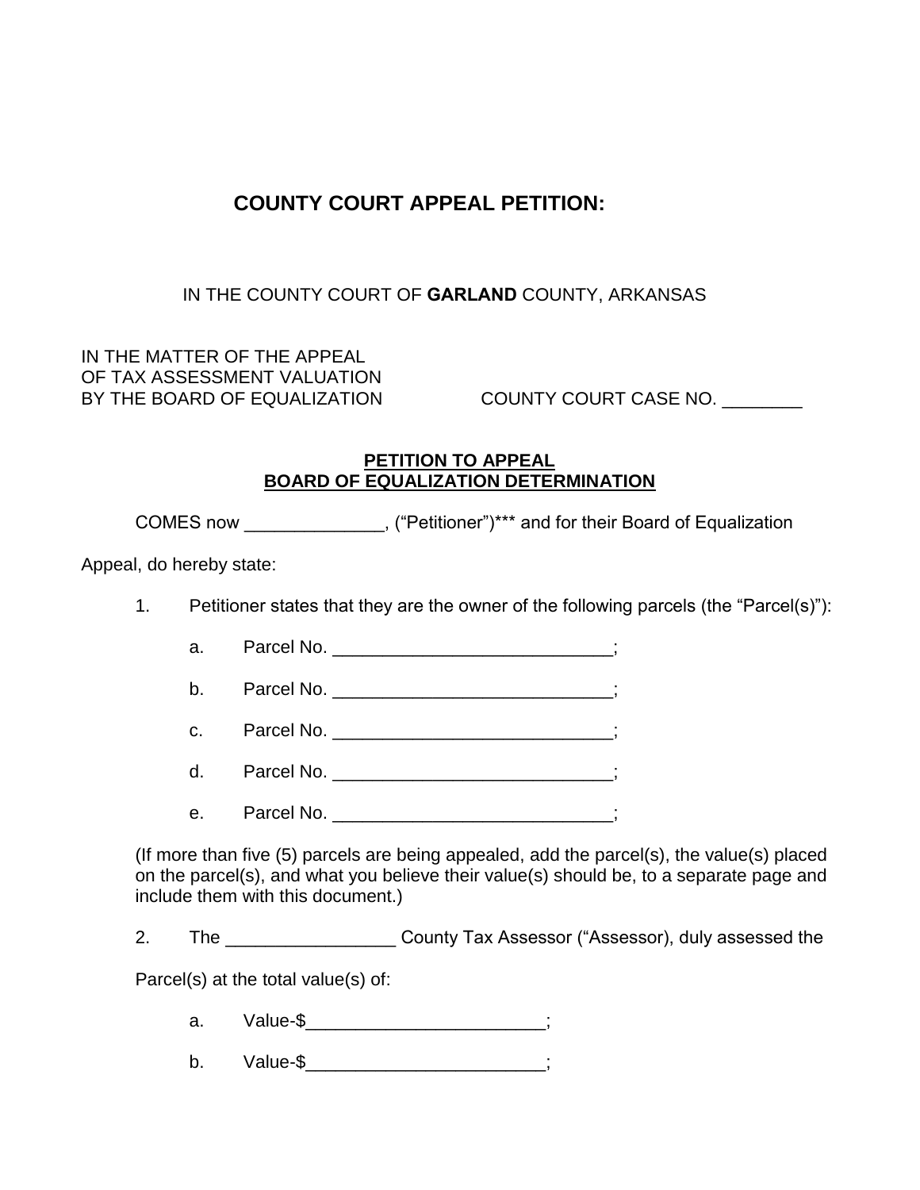# COUNTY COURT APPEAL PETITION:

IN THE COUNTY COURT OF **GARLAND** COUNTY, ARKANSAS

IN THE MATTER OF THE APPEAL
OF TAX ASSESSMENT VALUATION
BY THE BOARD OF EQUALIZATION COUNTY COURT CASE NO. ________

**PETITION TO APPEAL**
**BOARD OF EQUALIZATION DETERMINATION**

COMES now ______________, ("Petitioner")*** and for their Board of Equalization Appeal, do hereby state:

1. Petitioner states that they are the owner of the following parcels (the "Parcel(s)"):

   a. Parcel No. ____________________________;

   b. Parcel No. ____________________________;

   c. Parcel No. ____________________________;

   d. Parcel No. ____________________________;

   e. Parcel No. ____________________________;

(If more than five (5) parcels are being appealed, add the parcel(s), the value(s) placed on the parcel(s), and what you believe their value(s) should be, to a separate page and include them with this document.)

2. The _________________ County Tax Assessor ("Assessor), duly assessed the Parcel(s) at the total value(s) of:

   a. Value-$________________________;

   b. Value-$________________________;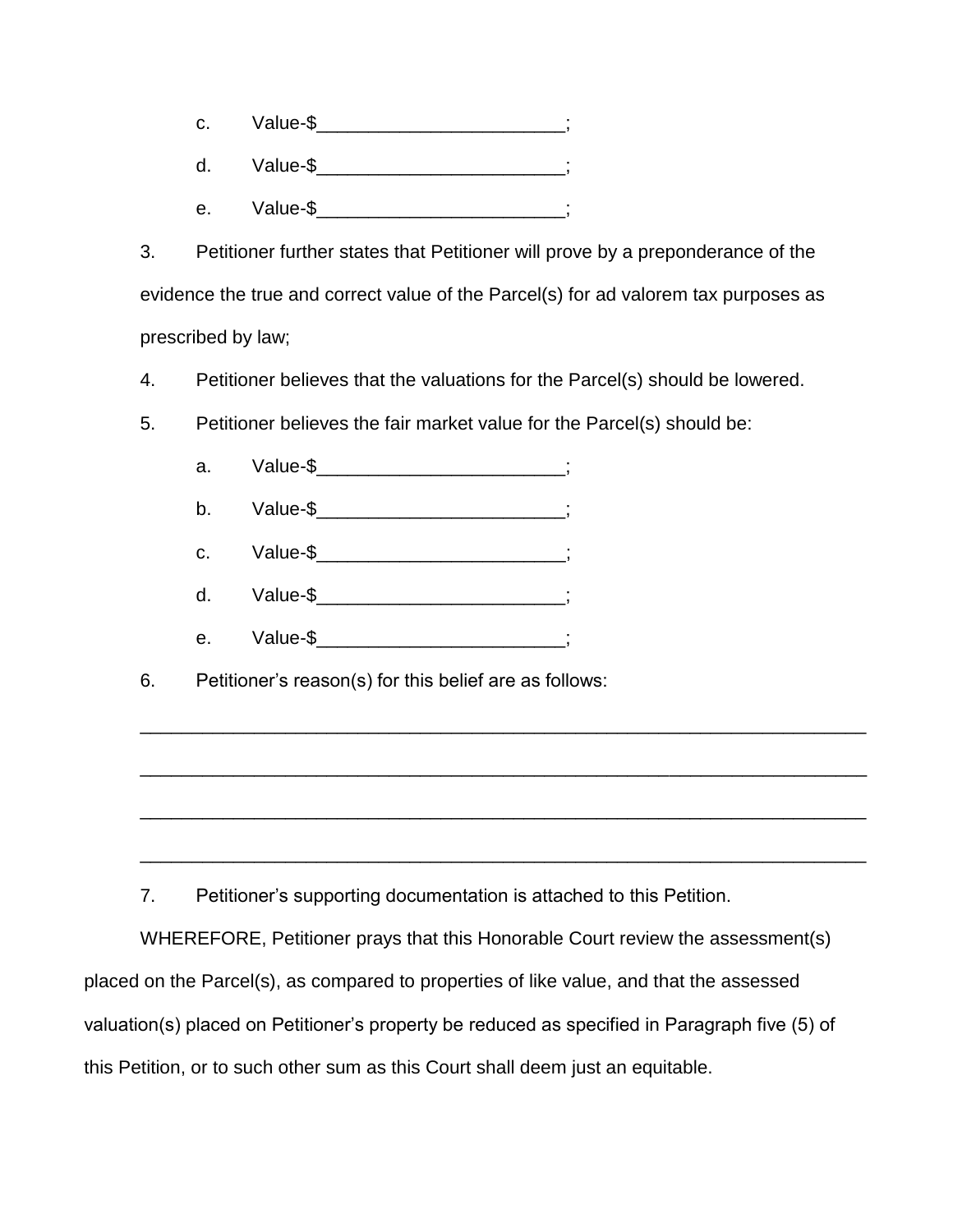c. Value-$________________________;

d. Value-$________________________;

e. Value-$________________________;

3. Petitioner further states that Petitioner will prove by a preponderance of the evidence the true and correct value of the Parcel(s) for ad valorem tax purposes as prescribed by law;

4. Petitioner believes that the valuations for the Parcel(s) should be lowered.

5. Petitioner believes the fair market value for the Parcel(s) should be:

a. Value-$________________________;

b. Value-$________________________;

c. Value-$________________________;

d. Value-$________________________;

e. Value-$________________________;

6. Petitioner's reason(s) for this belief are as follows:

______________________________________________________________________

______________________________________________________________________

______________________________________________________________________

______________________________________________________________________

7. Petitioner's supporting documentation is attached to this Petition.

WHEREFORE, Petitioner prays that this Honorable Court review the assessment(s) placed on the Parcel(s), as compared to properties of like value, and that the assessed valuation(s) placed on Petitioner's property be reduced as specified in Paragraph five (5) of this Petition, or to such other sum as this Court shall deem just an equitable.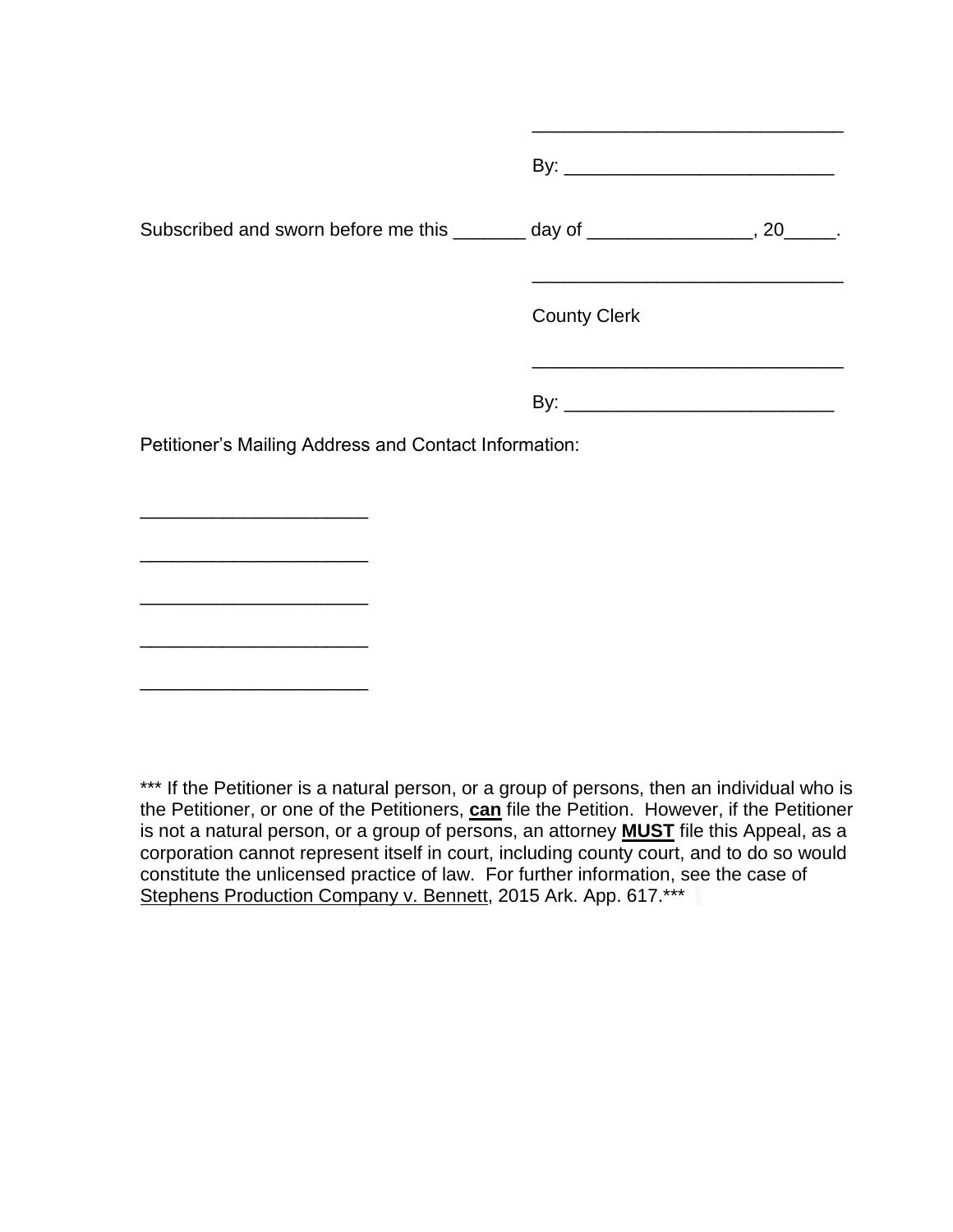\_\_\_\_\_\_\_\_\_\_\_\_\_\_\_\_\_\_\_\_\_\_\_\_\_\_\_\_\_\_

By: \_\_\_\_\_\_\_\_\_\_\_\_\_\_\_\_\_\_\_\_\_\_\_\_\_\_

Subscribed and sworn before me this \_\_\_\_\_\_\_ day of \_\_\_\_\_\_\_\_\_\_\_\_\_\_\_\_, 20\_\_\_\_\_.

\_\_\_\_\_\_\_\_\_\_\_\_\_\_\_\_\_\_\_\_\_\_\_\_\_\_\_\_\_\_

County Clerk

\_\_\_\_\_\_\_\_\_\_\_\_\_\_\_\_\_\_\_\_\_\_\_\_\_\_\_\_\_\_

By: \_\_\_\_\_\_\_\_\_\_\_\_\_\_\_\_\_\_\_\_\_\_\_\_\_\_

Petitioner's Mailing Address and Contact Information:

\_\_\_\_\_\_\_\_\_\_\_\_\_\_\_\_\_\_\_\_\_\_

\_\_\_\_\_\_\_\_\_\_\_\_\_\_\_\_\_\_\_\_\_\_

\_\_\_\_\_\_\_\_\_\_\_\_\_\_\_\_\_\_\_\_\_\_

\_\_\_\_\_\_\_\_\_\_\_\_\_\_\_\_\_\_\_\_\_\_

\_\_\_\_\_\_\_\_\_\_\_\_\_\_\_\_\_\_\_\_\_\_

\*\*\* If the Petitioner is a natural person, or a group of persons, then an individual who is the Petitioner, or one of the Petitioners, <u>**can**</u> file the Petition. However, if the Petitioner is not a natural person, or a group of persons, an attorney <u>**MUST**</u> file this Appeal, as a corporation cannot represent itself in court, including county court, and to do so would constitute the unlicensed practice of law. For further information, see the case of <u>Stephens Production Company v. Bennett</u>, 2015 Ark. App. 617.\*\*\*